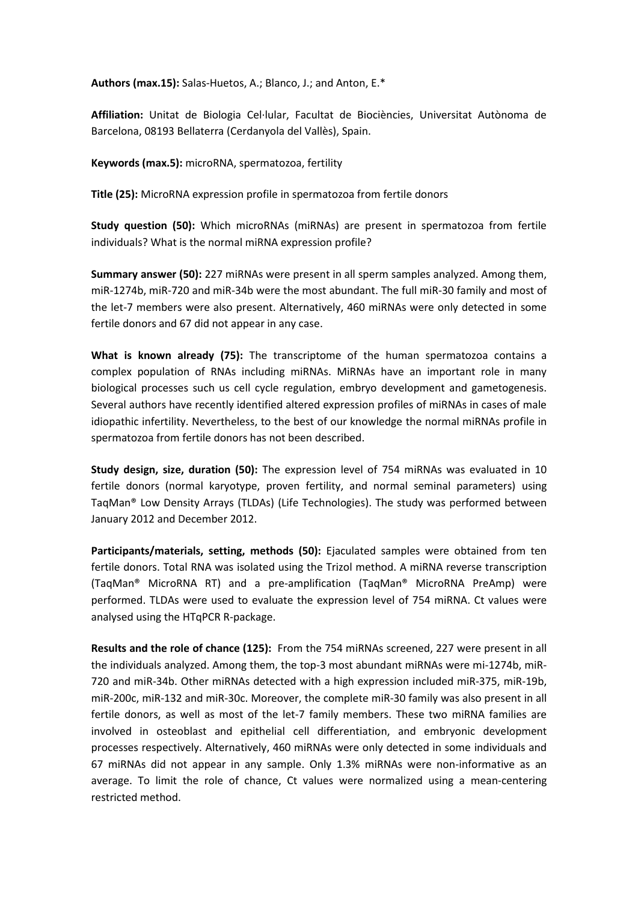**Authors (max.15):** Salas-Huetos, A.; Blanco, J.; and Anton, E.*

**Affiliation:** Unitat de Biologia Cel·lular, Facultat de Biociències, Universitat Autònoma de Barcelona, 08193 Bellaterra (Cerdanyola del Vallès), Spain.

**Keywords (max.5):** microRNA, spermatozoa, fertility

**Title (25):** MicroRNA expression profile in spermatozoa from fertile donors

**Study question (50):** Which microRNAs (miRNAs) are present in spermatozoa from fertile individuals? What is the normal miRNA expression profile?

**Summary answer (50):** 227 miRNAs were present in all sperm samples analyzed. Among them, miR-1274b, miR-720 and miR-34b were the most abundant. The full miR-30 family and most of the let-7 members were also present. Alternatively, 460 miRNAs were only detected in some fertile donors and 67 did not appear in any case.

**What is known already (75):** The transcriptome of the human spermatozoa contains a complex population of RNAs including miRNAs. MiRNAs have an important role in many biological processes such us cell cycle regulation, embryo development and gametogenesis. Several authors have recently identified altered expression profiles of miRNAs in cases of male idiopathic infertility. Nevertheless, to the best of our knowledge the normal miRNAs profile in spermatozoa from fertile donors has not been described.

**Study design, size, duration (50):** The expression level of 754 miRNAs was evaluated in 10 fertile donors (normal karyotype, proven fertility, and normal seminal parameters) using TaqMan® Low Density Arrays (TLDAs) (Life Technologies). The study was performed between January 2012 and December 2012.

**Participants/materials, setting, methods (50):** Ejaculated samples were obtained from ten fertile donors. Total RNA was isolated using the Trizol method. A miRNA reverse transcription (TaqMan® MicroRNA RT) and a pre-amplification (TaqMan® MicroRNA PreAmp) were performed. TLDAs were used to evaluate the expression level of 754 miRNA. Ct values were analysed using the HTqPCR R-package.

**Results and the role of chance (125):** From the 754 miRNAs screened, 227 were present in all the individuals analyzed. Among them, the top-3 most abundant miRNAs were mi-1274b, miR-720 and miR-34b. Other miRNAs detected with a high expression included miR-375, miR-19b, miR-200c, miR-132 and miR-30c. Moreover, the complete miR-30 family was also present in all fertile donors, as well as most of the let-7 family members. These two miRNA families are involved in osteoblast and epithelial cell differentiation, and embryonic development processes respectively. Alternatively, 460 miRNAs were only detected in some individuals and 67 miRNAs did not appear in any sample. Only 1.3% miRNAs were non-informative as an average. To limit the role of chance, Ct values were normalized using a mean-centering restricted method.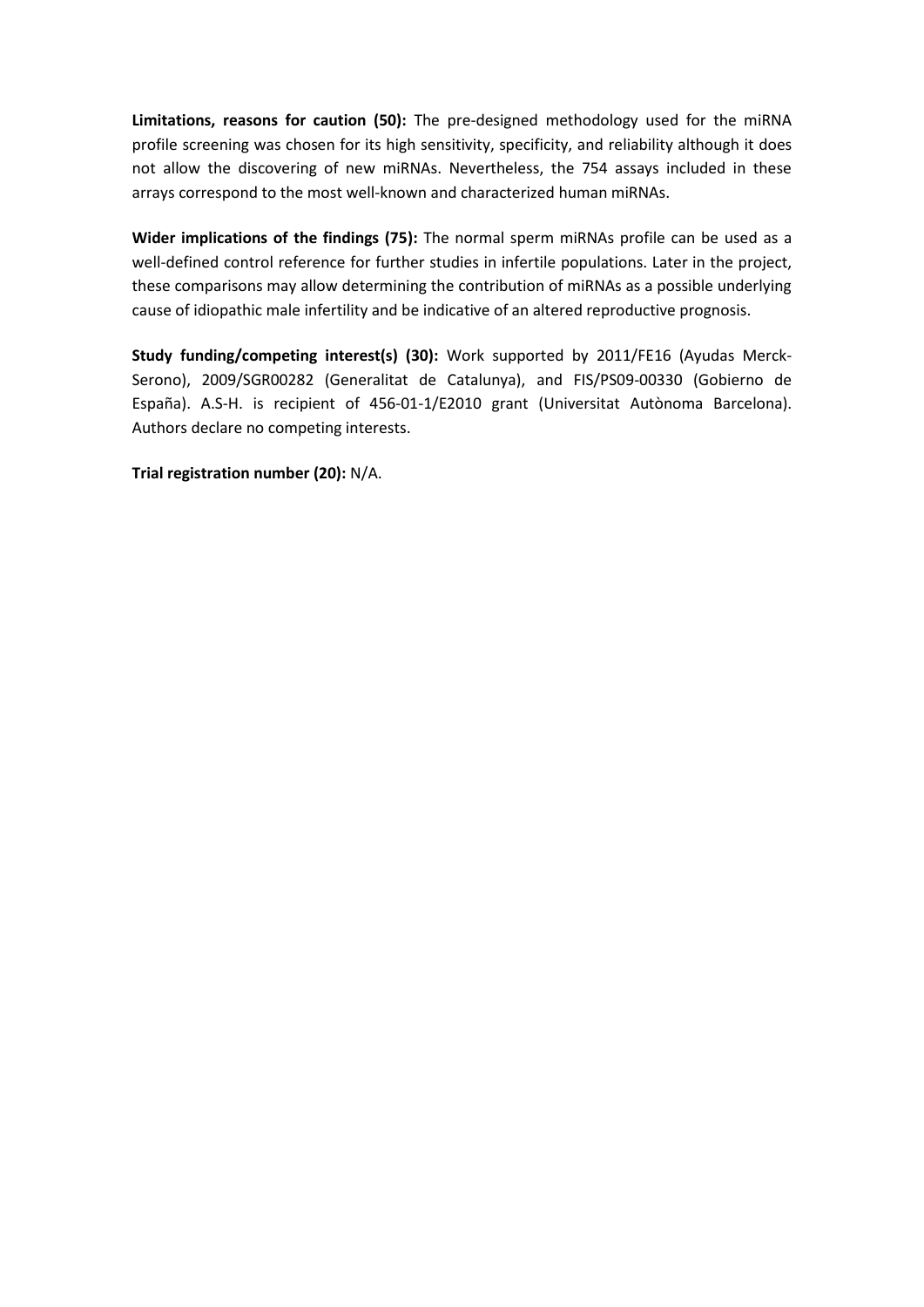**Limitations, reasons for caution (50):** The pre-designed methodology used for the miRNA profile screening was chosen for its high sensitivity, specificity, and reliability although it does not allow the discovering of new miRNAs. Nevertheless, the 754 assays included in these arrays correspond to the most well-known and characterized human miRNAs.

**Wider implications of the findings (75):** The normal sperm miRNAs profile can be used as a well-defined control reference for further studies in infertile populations. Later in the project, these comparisons may allow determining the contribution of miRNAs as a possible underlying cause of idiopathic male infertility and be indicative of an altered reproductive prognosis.

**Study funding/competing interest(s) (30):** Work supported by 2011/FE16 (Ayudas Merck-Serono), 2009/SGR00282 (Generalitat de Catalunya), and FIS/PS09-00330 (Gobierno de España). A.S-H. is recipient of 456-01-1/E2010 grant (Universitat Autònoma Barcelona). Authors declare no competing interests.

**Trial registration number (20):** N/A.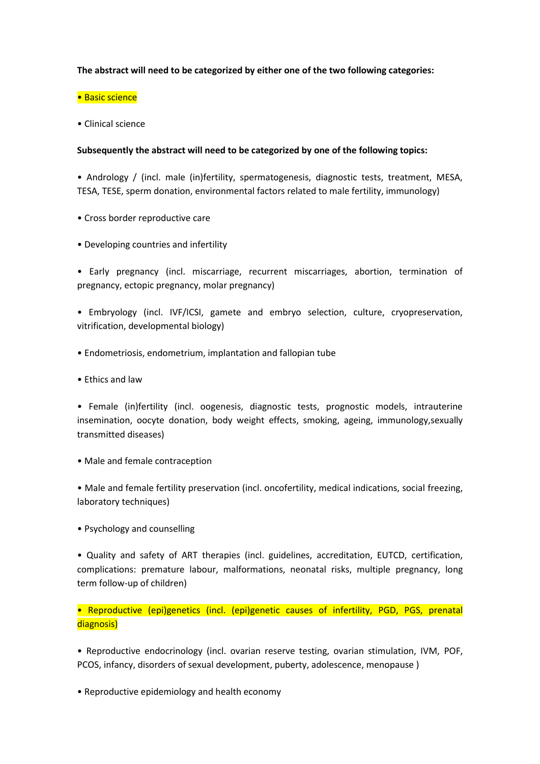**The abstract will need to be categorized by either one of the two following categories:**

• Basic science

• Clinical science

**Subsequently the abstract will need to be categorized by one of the following topics:**

• Andrology / (incl. male (in)fertility, spermatogenesis, diagnostic tests, treatment, MESA, TESA, TESE, sperm donation, environmental factors related to male fertility, immunology)

• Cross border reproductive care

• Developing countries and infertility

• Early pregnancy (incl. miscarriage, recurrent miscarriages, abortion, termination of pregnancy, ectopic pregnancy, molar pregnancy)

• Embryology (incl. IVF/ICSI, gamete and embryo selection, culture, cryopreservation, vitrification, developmental biology)

• Endometriosis, endometrium, implantation and fallopian tube

• Ethics and law

• Female (in)fertility (incl. oogenesis, diagnostic tests, prognostic models, intrauterine insemination, oocyte donation, body weight effects, smoking, ageing, immunology,sexually transmitted diseases)

• Male and female contraception

• Male and female fertility preservation (incl. oncofertility, medical indications, social freezing, laboratory techniques)

• Psychology and counselling

• Quality and safety of ART therapies (incl. guidelines, accreditation, EUTCD, certification, complications: premature labour, malformations, neonatal risks, multiple pregnancy, long term follow-up of children)

• Reproductive (epi)genetics (incl. (epi)genetic causes of infertility, PGD, PGS, prenatal diagnosis)

• Reproductive endocrinology (incl. ovarian reserve testing, ovarian stimulation, IVM, POF, PCOS, infancy, disorders of sexual development, puberty, adolescence, menopause )

• Reproductive epidemiology and health economy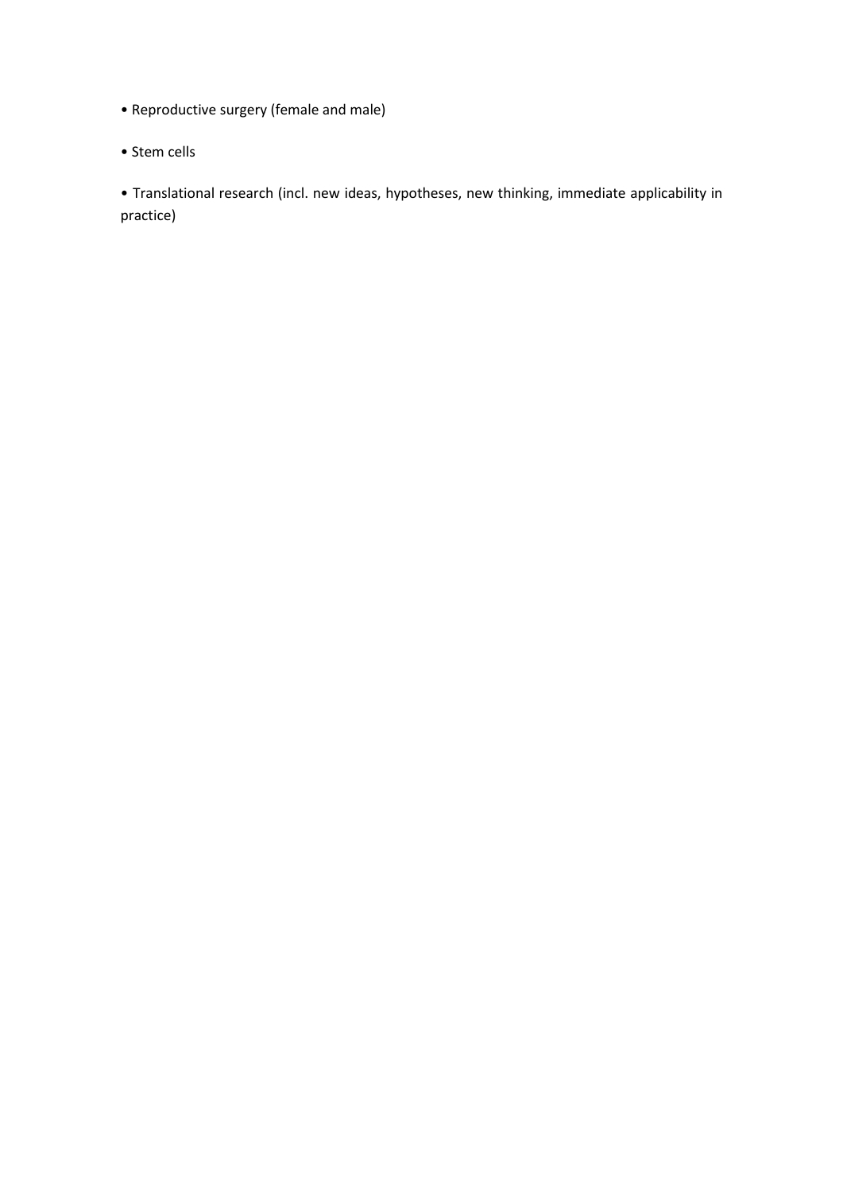- Reproductive surgery (female and male)
- Stem cells
- Translational research (incl. new ideas, hypotheses, new thinking, immediate applicability in practice)